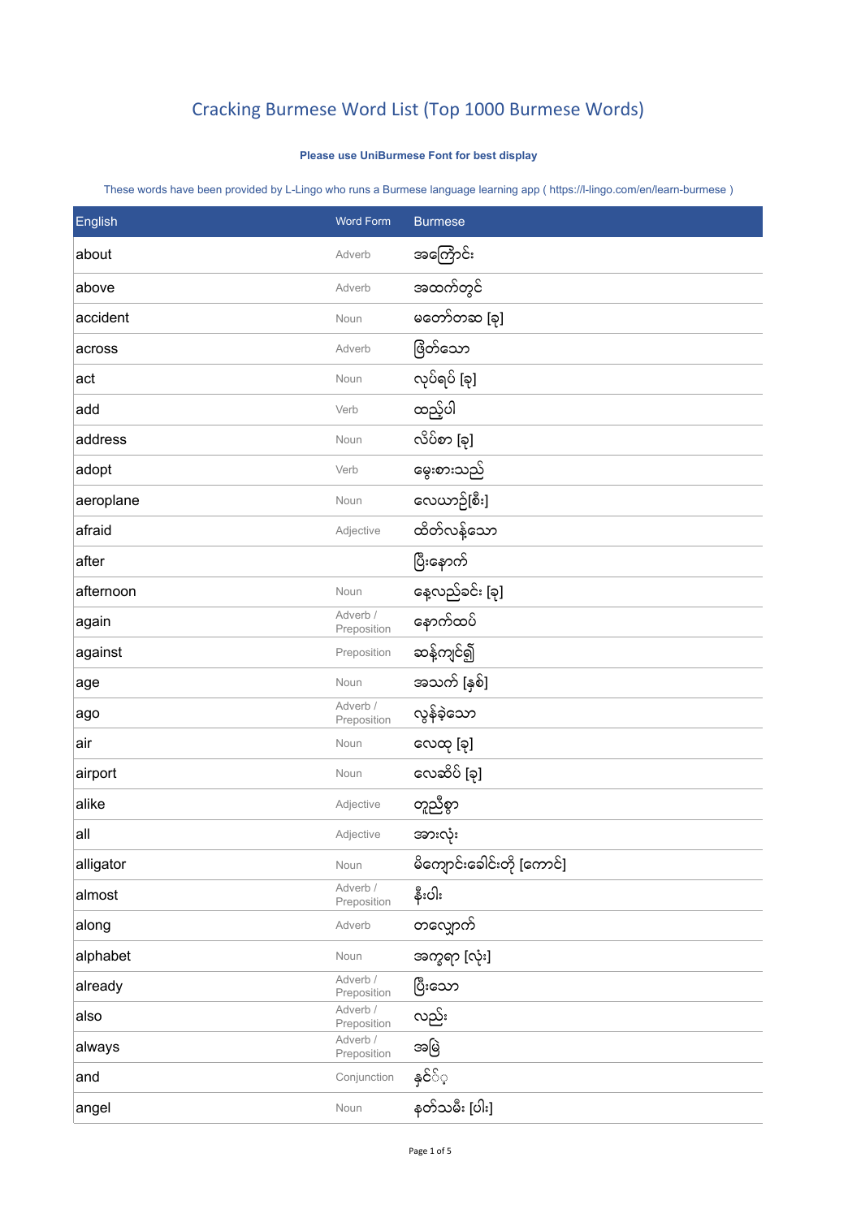# Cracking Burmese Word List (Top 1000 Burmese Words)

**Please use UniBurmese Font for best display**

These words have been provided by L-Lingo who runs a Burmese language learning app ( https://l-lingo.com/en/learn-burmese )

| English | Word Form | Burmese |
| --- | --- | --- |
| about | Adverb | အကြောင်း |
| above | Adverb | အထက်တွင် |
| accident | Noun | မတော်တဆ [ခု] |
| across | Adverb | ဖြတ်သော |
| act | Noun | လုပ်ရပ် [ခု] |
| add | Verb | ထည့်ပါ |
| address | Noun | လိပ်စာ [ခု] |
| adopt | Verb | မွေးစားသည် |
| aeroplane | Noun | လေယာဉ်[စီး] |
| afraid | Adjective | ထိတ်လန့်သော |
| after | | ပြီးနောက် |
| afternoon | Noun | နေ့လည်ခင်း [ခု] |
| again | Adverb / Preposition | နောက်ထပ် |
| against | Preposition | ဆန့်ကျင်၍ |
| age | Noun | အသက် [နှစ်] |
| ago | Adverb / Preposition | လွန်ခဲ့သော |
| air | Noun | လေထု [ခု] |
| airport | Noun | လေဆိပ် [ခု] |
| alike | Adjective | တူညီစွာ |
| all | Adjective | အားလုံး |
| alligator | Noun | မိကျောင်းခေါင်းတို [ကောင်] |
| almost | Adverb / Preposition | နီးပါး |
| along | Adverb | တလျှောက် |
| alphabet | Noun | အက္ခရာ [လုံး] |
| already | Adverb / Preposition | ပြီးသော |
| also | Adverb / Preposition | လည်း |
| always | Adverb / Preposition | အမြဲ |
| and | Conjunction | နှင့် |
| angel | Noun | နတ်သမီး [ပါး] |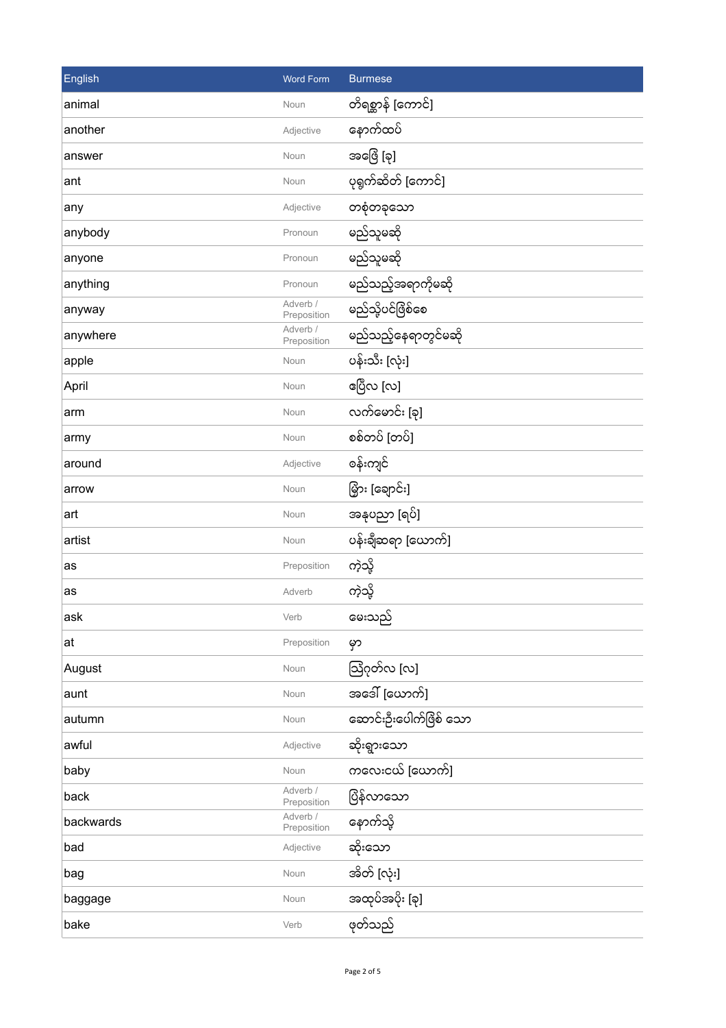| English | Word Form | Burmese |
| --- | --- | --- |
| animal | Noun | တိရစ္ဆာန် [ကောင်] |
| another | Adjective | နောက်ထပ် |
| answer | Noun | အဖြေ [ခု] |
| ant | Noun | ပုရွက်ဆိတ် [ကောင်] |
| any | Adjective | တစုံတခုသော |
| anybody | Pronoun | မည်သူမဆို |
| anyone | Pronoun | မည်သူမဆို |
| anything | Pronoun | မည်သည့်အရာကိုမဆို |
| anyway | Adverb / Preposition | မည်သို့ပင်ဖြစ်စေ |
| anywhere | Adverb / Preposition | မည်သည့်နေရာတွင်မဆို |
| apple | Noun | ပန်းသီး [လုံး] |
| April | Noun | ဧပြီလ [လ] |
| arm | Noun | လက်မောင်း [ခု] |
| army | Noun | စစ်တပ် [တပ်] |
| around | Adjective | ဝန်းကျင် |
| arrow | Noun | မြှား [ချောင်း] |
| art | Noun | အနုပညာ [ရပ်] |
| artist | Noun | ပန်းချီဆရာ [ယောက်] |
| as | Preposition | ကဲ့သို့ |
| as | Adverb | ကဲ့သို့ |
| ask | Verb | မေးသည် |
| at | Preposition | မှာ |
| August | Noun | ဩဂုတ်လ [လ] |
| aunt | Noun | အဒေါ် [ယောက်] |
| autumn | Noun | ဆောင်းဦးပေါက်ဖြစ် သော |
| awful | Adjective | ဆိုးရွားသော |
| baby | Noun | ကလေးငယ် [ယောက်] |
| back | Adverb / Preposition | ပြန်လာသော |
| backwards | Adverb / Preposition | နောက်သို့ |
| bad | Adjective | ဆိုးသော |
| bag | Noun | အိတ် [လုံး] |
| baggage | Noun | အထုပ်အပိုး [ခု] |
| bake | Verb | ဖုတ်သည် |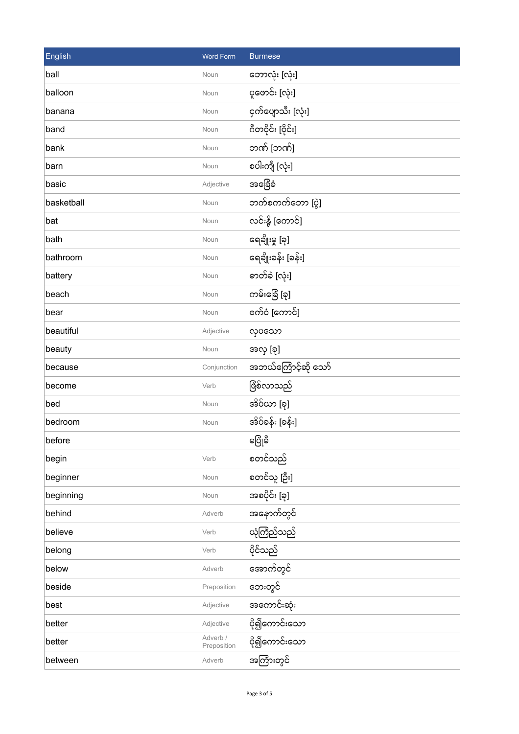| English | Word Form | Burmese |
|---|---|---|
| ball | Noun | ဘောလုံး [လုံး] |
| balloon | Noun | ပူဖောင်း [လုံး] |
| banana | Noun | ငှက်ပျောသီး [လုံး] |
| band | Noun | ဂီတဝိုင်း [ဝိုင်း] |
| bank | Noun | ဘဏ် [ဘဏ်] |
| barn | Noun | စပါးကျီ [လုံး] |
| basic | Adjective | အခြေခံ |
| basketball | Noun | ဘတ်စကက်ဘော [ပွဲ] |
| bat | Noun | လင်းနို့ [ကောင်] |
| bath | Noun | ရေချိုးမှု [ခု] |
| bathroom | Noun | ရေချိုးခန်း [ခန်း] |
| battery | Noun | ဓာတ်ခဲ [လုံး] |
| beach | Noun | ကမ်းခြေ [ခု] |
| bear | Noun | ဝက်ဝံ [ကောင်] |
| beautiful | Adjective | လှပသော |
| beauty | Noun | အလှ [ခု] |
| because | Conjunction | အဘယ်ကြောင့်ဆို သော် |
| become | Verb | ဖြစ်လာသည် |
| bed | Noun | အိပ်ယာ [ခု] |
| bedroom | Noun | အိပ်ခန်း [ခန်း] |
| before | | မပြုမီ |
| begin | Verb | စတင်သည် |
| beginner | Noun | စတင်သူ [ဦး] |
| beginning | Noun | အစပိုင်း [ခု] |
| behind | Adverb | အနောက်တွင် |
| believe | Verb | ယုံကြည်သည် |
| belong | Verb | ပိုင်သည် |
| below | Adverb | အောက်တွင် |
| beside | Preposition | ဘေးတွင် |
| best | Adjective | အကောင်းဆုံး |
| better | Adjective | ပို၍ကောင်းသော |
| better | Adverb / Preposition | ပို၍ကောင်းသော |
| between | Adverb | အကြားတွင် |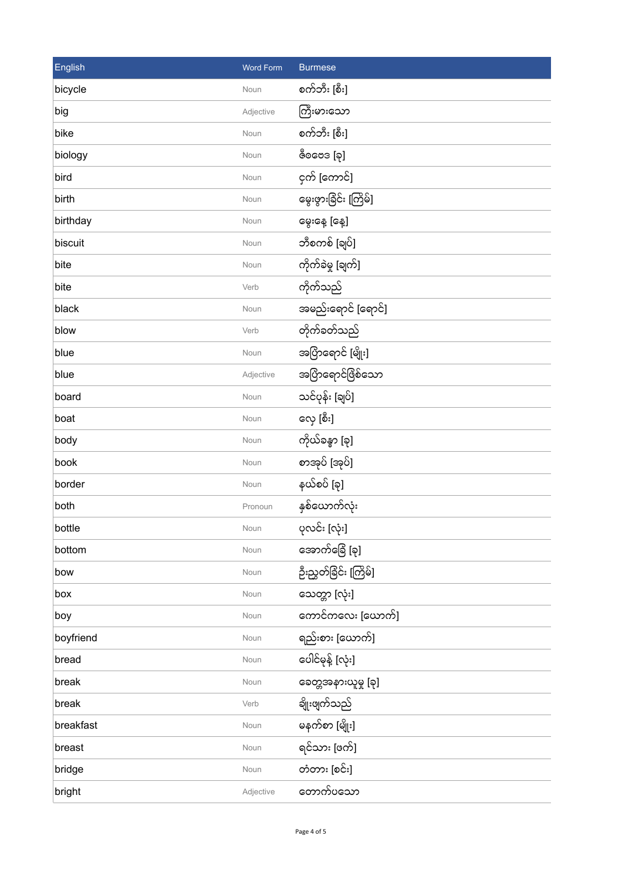| English | Word Form | Burmese |
|---|---|---|
| bicycle | Noun | စက်ဘီး [စီး] |
| big | Adjective | ကြီးမားသော |
| bike | Noun | စက်ဘီး [စီး] |
| biology | Noun | ဇီဝဗေဒ [ခု] |
| bird | Noun | ငှက် [ကောင်] |
| birth | Noun | မွေးဖွားခြင်း [ကြိမ်] |
| birthday | Noun | မွေးနေ့ [နေ့] |
| biscuit | Noun | ဘီစကစ် [ချပ်] |
| bite | Noun | ကိုက်ခဲမှု [ချက်] |
| bite | Verb | ကိုက်သည် |
| black | Noun | အမည်းရောင် [ရောင်] |
| blow | Verb | တိုက်ခတ်သည် |
| blue | Noun | အပြာရောင် [မျိုး] |
| blue | Adjective | အပြာရောင်ဖြစ်သော |
| board | Noun | သင်ပုန်း [ချပ်] |
| boat | Noun | လှေ [စီး] |
| body | Noun | ကိုယ်ခန္ဓာ [ခု] |
| book | Noun | စာအုပ် [အုပ်] |
| border | Noun | နယ်စပ် [ခု] |
| both | Pronoun | နှစ်ယောက်လုံး |
| bottle | Noun | ပုလင်း [လုံး] |
| bottom | Noun | အောက်ခြေ [ခု] |
| bow | Noun | ဦးညွတ်ခြင်း [ကြိမ်] |
| box | Noun | သေတ္တာ [လုံး] |
| boy | Noun | ကောင်ကလေး [ယောက်] |
| boyfriend | Noun | ရည်းစား [ယောက်] |
| bread | Noun | ပေါင်မုန့် [လုံး] |
| break | Noun | ခေတ္တအနားယူမှု [ခု] |
| break | Verb | ချိုးဖျက်သည် |
| breakfast | Noun | မနက်စာ [မျိုး] |
| breast | Noun | ရင်သား [ဖက်] |
| bridge | Noun | တံတား [စင်း] |
| bright | Adjective | တောက်ပသော |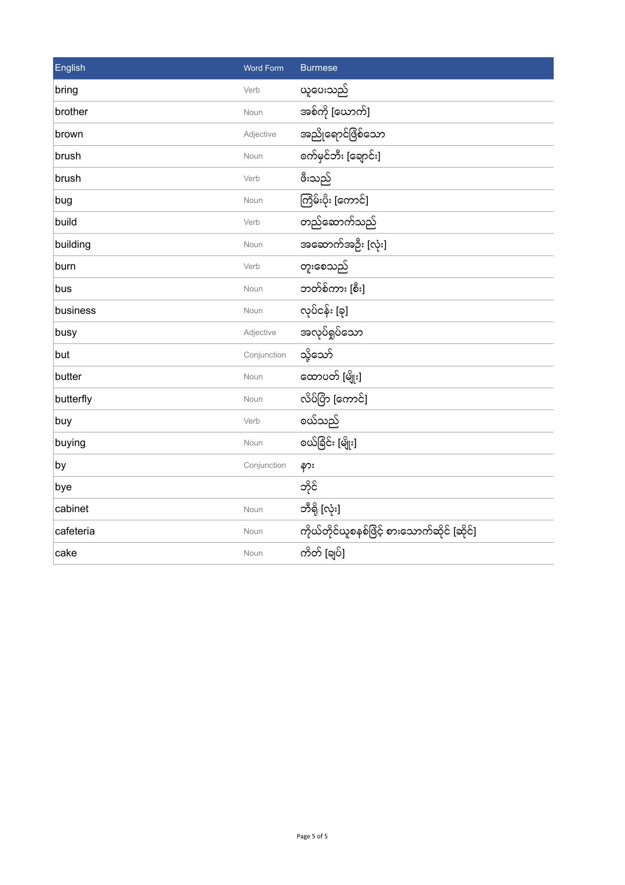| English | Word Form | Burmese |
| --- | --- | --- |
| bring | Verb | ယူပေးသည် |
| brother | Noun | အစ်ကို [ယောက်] |
| brown | Adjective | အညိုရောင်ဖြစ်သော |
| brush | Noun | စက်မှင်ဘီး [ချောင်း] |
| brush | Verb | ဖီးသည် |
| bug | Noun | ကြမ်းပိုး [ကောင်] |
| build | Verb | တည်ဆောက်သည် |
| building | Noun | အဆောက်အဦး [လုံး] |
| burn | Verb | တူးစေသည် |
| bus | Noun | ဘတ်စ်ကား [စီး] |
| business | Noun | လုပ်ငန်း [ခု] |
| busy | Adjective | အလုပ်ရှုပ်သော |
| but | Conjunction | သို့သော် |
| butter | Noun | ထောပတ် [မျိုး] |
| butterfly | Noun | လိပ်ပြာ [ကောင်] |
| buy | Verb | ဝယ်သည် |
| buying | Noun | ဝယ်ခြင်း [မျိုး] |
| by | Conjunction | နား |
| bye | | ဘိုင် |
| cabinet | Noun | ဘီရို [လုံး] |
| cafeteria | Noun | ကိုယ်တိုင်ယူစနစ်ဖြင့် စားသောက်ဆိုင် [ဆိုင်] |
| cake | Noun | ကိတ် [ချပ်] |